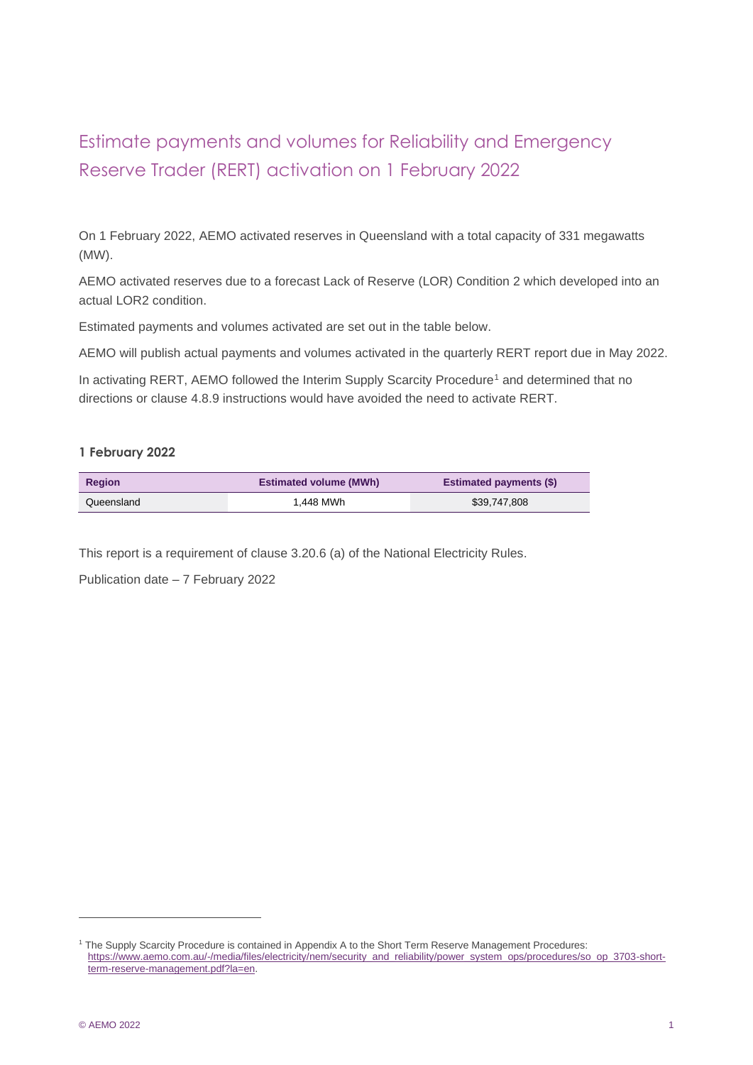# Estimate payments and volumes for Reliability and Emergency Reserve Trader (RERT) activation on 1 February 2022

On 1 February 2022, AEMO activated reserves in Queensland with a total capacity of 331 megawatts (MW).

AEMO activated reserves due to a forecast Lack of Reserve (LOR) Condition 2 which developed into an actual LOR2 condition.

Estimated payments and volumes activated are set out in the table below.

AEMO will publish actual payments and volumes activated in the quarterly RERT report due in May 2022.

In activating RERT, AEMO followed the Interim Supply Scarcity Procedure[1] and determined that no directions or clause 4.8.9 instructions would have avoided the need to activate RERT.

#### 1 February 2022

| Region | Estimated volume (MWh) | Estimated payments ($) |
| --- | --- | --- |
| Queensland | 1,448 MWh | $39,747,808 |

This report is a requirement of clause 3.20.6 (a) of the National Electricity Rules.

Publication date – 7 February 2022

[1] The Supply Scarcity Procedure is contained in Appendix A to the Short Term Reserve Management Procedures: https://www.aemo.com.au/-/media/files/electricity/nem/security_and_reliability/power_system_ops/procedures/so_op_3703-short-term-reserve-management.pdf?la=en.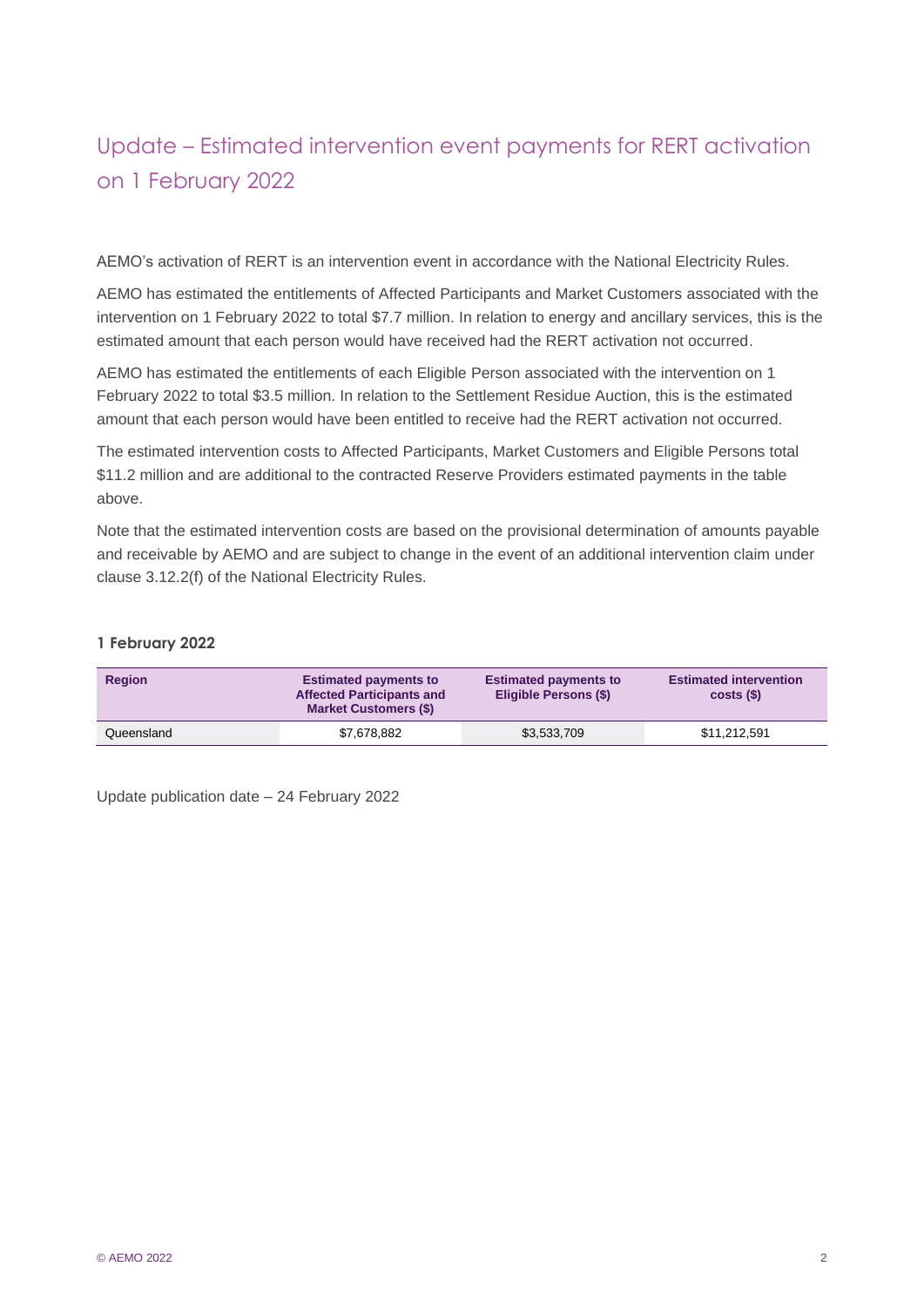# Update – Estimated intervention event payments for RERT activation on 1 February 2022

AEMO's activation of RERT is an intervention event in accordance with the National Electricity Rules.

AEMO has estimated the entitlements of Affected Participants and Market Customers associated with the intervention on 1 February 2022 to total $7.7 million. In relation to energy and ancillary services, this is the estimated amount that each person would have received had the RERT activation not occurred.

AEMO has estimated the entitlements of each Eligible Person associated with the intervention on 1 February 2022 to total $3.5 million. In relation to the Settlement Residue Auction, this is the estimated amount that each person would have been entitled to receive had the RERT activation not occurred.

The estimated intervention costs to Affected Participants, Market Customers and Eligible Persons total $11.2 million and are additional to the contracted Reserve Providers estimated payments in the table above.

Note that the estimated intervention costs are based on the provisional determination of amounts payable and receivable by AEMO and are subject to change in the event of an additional intervention claim under clause 3.12.2(f) of the National Electricity Rules.

### 1 February 2022

| Region | Estimated payments to Affected Participants and Market Customers ($) | Estimated payments to Eligible Persons ($) | Estimated intervention costs ($) |
|---|---|---|---|
| Queensland | $7,678,882 | $3,533,709 | $11,212,591 |

Update publication date – 24 February 2022